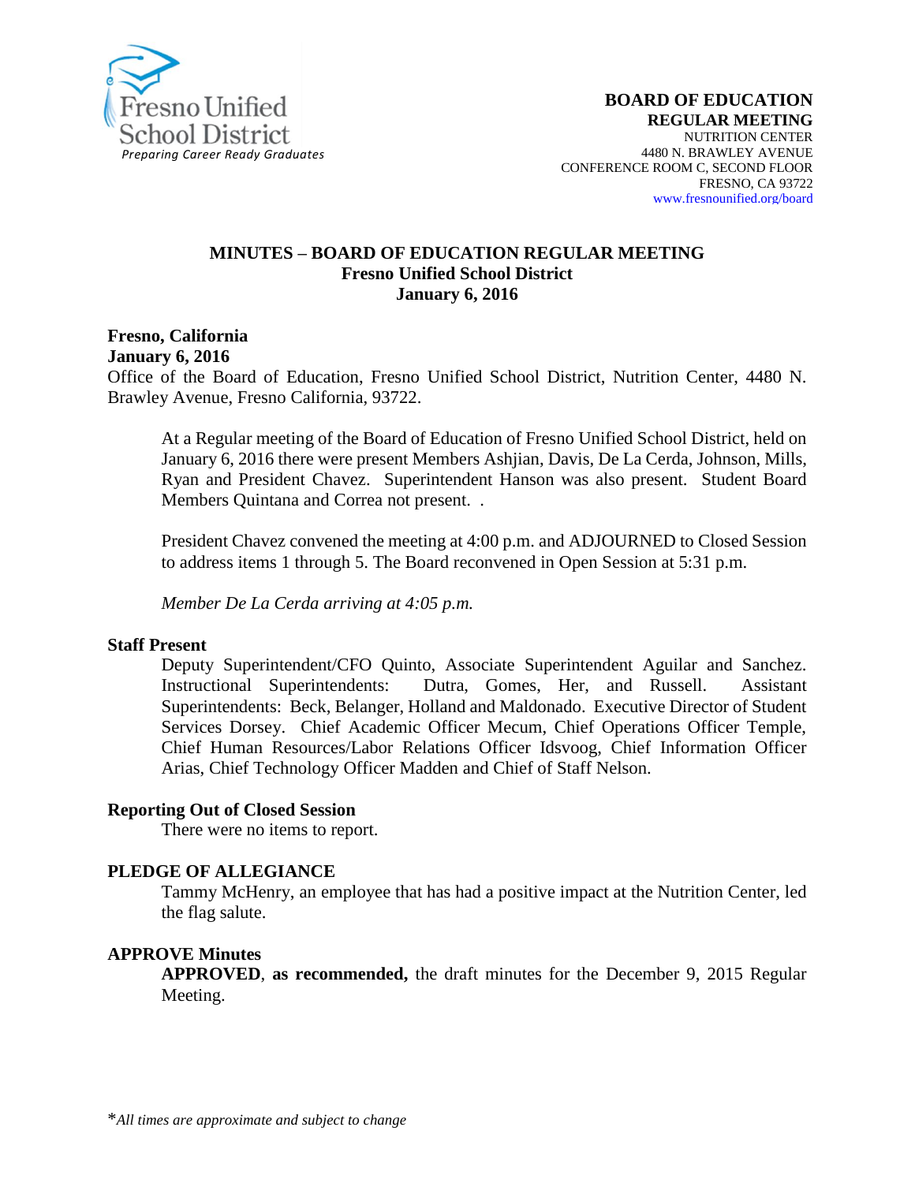Fresno Unified School District
*Preparing Career Ready Graduates*

**BOARD OF EDUCATION**
**REGULAR MEETING**
NUTRITION CENTER
4480 N. BRAWLEY AVENUE
CONFERENCE ROOM C, SECOND FLOOR
FRESNO, CA 93722
www.fresnounified.org/board

# MINUTES – BOARD OF EDUCATION REGULAR MEETING
## Fresno Unified School District
## January 6, 2016

**Fresno, California**
**January 6, 2016**
Office of the Board of Education, Fresno Unified School District, Nutrition Center, 4480 N. Brawley Avenue, Fresno California, 93722.

At a Regular meeting of the Board of Education of Fresno Unified School District, held on January 6, 2016 there were present Members Ashjian, Davis, De La Cerda, Johnson, Mills, Ryan and President Chavez. Superintendent Hanson was also present. Student Board Members Quintana and Correa not present. .

President Chavez convened the meeting at 4:00 p.m. and ADJOURNED to Closed Session to address items 1 through 5. The Board reconvened in Open Session at 5:31 p.m.

*Member De La Cerda arriving at 4:05 p.m.*

**Staff Present**

Deputy Superintendent/CFO Quinto, Associate Superintendent Aguilar and Sanchez. Instructional Superintendents: Dutra, Gomes, Her, and Russell. Assistant Superintendents: Beck, Belanger, Holland and Maldonado. Executive Director of Student Services Dorsey. Chief Academic Officer Mecum, Chief Operations Officer Temple, Chief Human Resources/Labor Relations Officer Idsvoog, Chief Information Officer Arias, Chief Technology Officer Madden and Chief of Staff Nelson.

**Reporting Out of Closed Session**

There were no items to report.

**PLEDGE OF ALLEGIANCE**

Tammy McHenry, an employee that has had a positive impact at the Nutrition Center, led the flag salute.

**APPROVE Minutes**

**APPROVED**, **as recommended,** the draft minutes for the December 9, 2015 Regular Meeting.

\**All times are approximate and subject to change*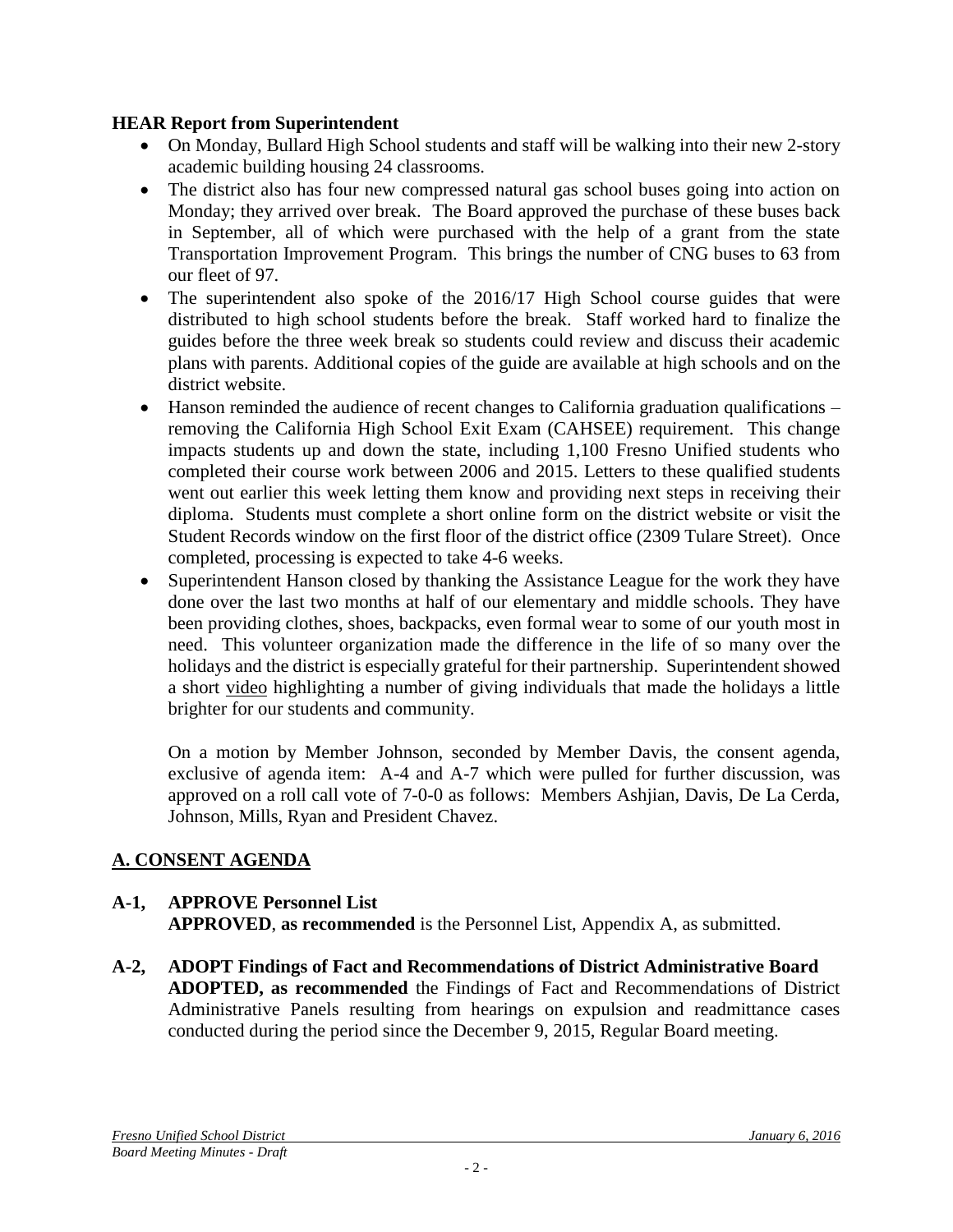**HEAR Report from Superintendent**

- On Monday, Bullard High School students and staff will be walking into their new 2-story academic building housing 24 classrooms.
- The district also has four new compressed natural gas school buses going into action on Monday; they arrived over break. The Board approved the purchase of these buses back in September, all of which were purchased with the help of a grant from the state Transportation Improvement Program. This brings the number of CNG buses to 63 from our fleet of 97.
- The superintendent also spoke of the 2016/17 High School course guides that were distributed to high school students before the break. Staff worked hard to finalize the guides before the three week break so students could review and discuss their academic plans with parents. Additional copies of the guide are available at high schools and on the district website.
- Hanson reminded the audience of recent changes to California graduation qualifications – removing the California High School Exit Exam (CAHSEE) requirement. This change impacts students up and down the state, including 1,100 Fresno Unified students who completed their course work between 2006 and 2015. Letters to these qualified students went out earlier this week letting them know and providing next steps in receiving their diploma. Students must complete a short online form on the district website or visit the Student Records window on the first floor of the district office (2309 Tulare Street). Once completed, processing is expected to take 4-6 weeks.
- Superintendent Hanson closed by thanking the Assistance League for the work they have done over the last two months at half of our elementary and middle schools. They have been providing clothes, shoes, backpacks, even formal wear to some of our youth most in need. This volunteer organization made the difference in the life of so many over the holidays and the district is especially grateful for their partnership. Superintendent showed a short video highlighting a number of giving individuals that made the holidays a little brighter for our students and community.

  On a motion by Member Johnson, seconded by Member Davis, the consent agenda, exclusive of agenda item: A-4 and A-7 which were pulled for further discussion, was approved on a roll call vote of 7-0-0 as follows: Members Ashjian, Davis, De La Cerda, Johnson, Mills, Ryan and President Chavez.

## A. CONSENT AGENDA

**A-1, APPROVE Personnel List**
**APPROVED**, **as recommended** is the Personnel List, Appendix A, as submitted.

**A-2, ADOPT Findings of Fact and Recommendations of District Administrative Board**
**ADOPTED, as recommended** the Findings of Fact and Recommendations of District Administrative Panels resulting from hearings on expulsion and readmittance cases conducted during the period since the December 9, 2015, Regular Board meeting.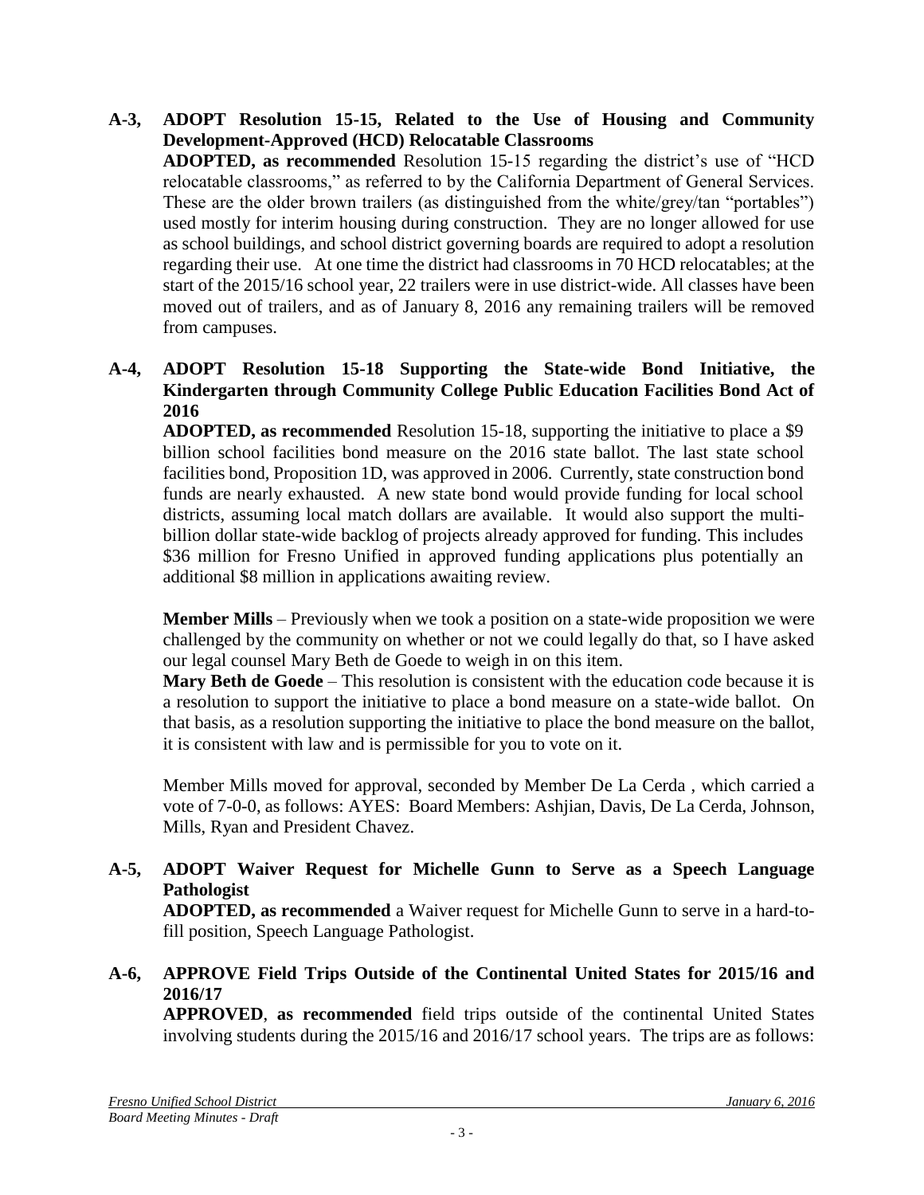**A-3, ADOPT Resolution 15-15, Related to the Use of Housing and Community Development-Approved (HCD) Relocatable Classrooms**

**ADOPTED, as recommended** Resolution 15-15 regarding the district's use of "HCD relocatable classrooms," as referred to by the California Department of General Services. These are the older brown trailers (as distinguished from the white/grey/tan "portables") used mostly for interim housing during construction. They are no longer allowed for use as school buildings, and school district governing boards are required to adopt a resolution regarding their use. At one time the district had classrooms in 70 HCD relocatables; at the start of the 2015/16 school year, 22 trailers were in use district-wide. All classes have been moved out of trailers, and as of January 8, 2016 any remaining trailers will be removed from campuses.

**A-4, ADOPT Resolution 15-18 Supporting the State-wide Bond Initiative, the Kindergarten through Community College Public Education Facilities Bond Act of 2016**

**ADOPTED, as recommended** Resolution 15-18, supporting the initiative to place a $9 billion school facilities bond measure on the 2016 state ballot. The last state school facilities bond, Proposition 1D, was approved in 2006. Currently, state construction bond funds are nearly exhausted. A new state bond would provide funding for local school districts, assuming local match dollars are available. It would also support the multi-billion dollar state-wide backlog of projects already approved for funding. This includes $36 million for Fresno Unified in approved funding applications plus potentially an additional $8 million in applications awaiting review.

**Member Mills** – Previously when we took a position on a state-wide proposition we were challenged by the community on whether or not we could legally do that, so I have asked our legal counsel Mary Beth de Goede to weigh in on this item.

**Mary Beth de Goede** – This resolution is consistent with the education code because it is a resolution to support the initiative to place a bond measure on a state-wide ballot. On that basis, as a resolution supporting the initiative to place the bond measure on the ballot, it is consistent with law and is permissible for you to vote on it.

Member Mills moved for approval, seconded by Member De La Cerda , which carried a vote of 7-0-0, as follows: AYES: Board Members: Ashjian, Davis, De La Cerda, Johnson, Mills, Ryan and President Chavez.

**A-5, ADOPT Waiver Request for Michelle Gunn to Serve as a Speech Language Pathologist**

**ADOPTED, as recommended** a Waiver request for Michelle Gunn to serve in a hard-to-fill position, Speech Language Pathologist.

**A-6, APPROVE Field Trips Outside of the Continental United States for 2015/16 and 2016/17**

**APPROVED**, **as recommended** field trips outside of the continental United States involving students during the 2015/16 and 2016/17 school years. The trips are as follows: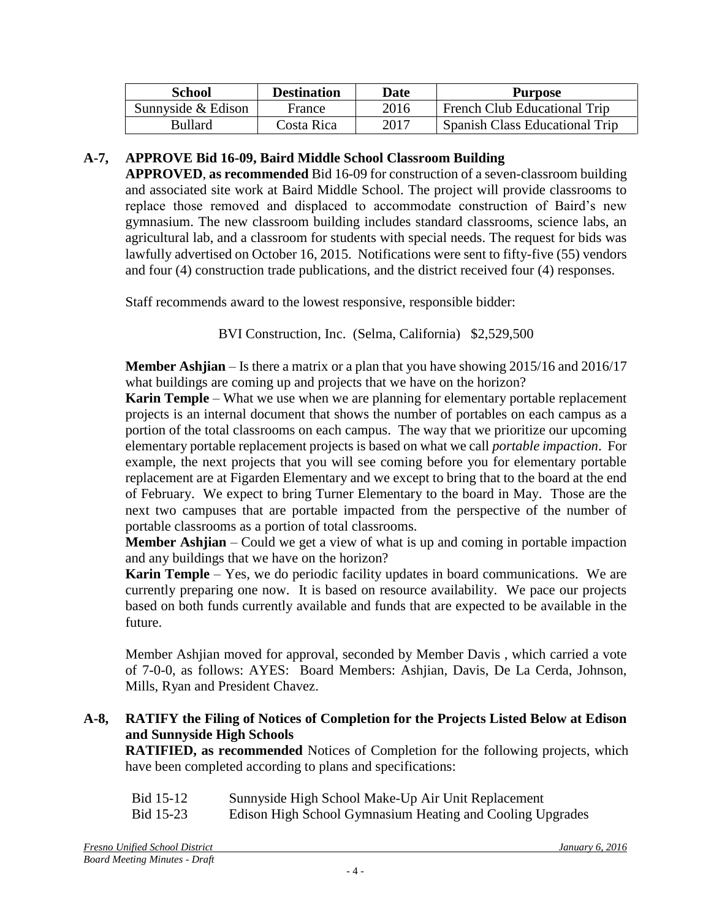| School | Destination | Date | Purpose |
| --- | --- | --- | --- |
| Sunnyside & Edison | France | 2016 | French Club Educational Trip |
| Bullard | Costa Rica | 2017 | Spanish Class Educational Trip |

**A-7, APPROVE Bid 16-09, Baird Middle School Classroom Building**

**APPROVED**, **as recommended** Bid 16-09 for construction of a seven-classroom building and associated site work at Baird Middle School. The project will provide classrooms to replace those removed and displaced to accommodate construction of Baird's new gymnasium. The new classroom building includes standard classrooms, science labs, an agricultural lab, and a classroom for students with special needs. The request for bids was lawfully advertised on October 16, 2015. Notifications were sent to fifty-five (55) vendors and four (4) construction trade publications, and the district received four (4) responses.

Staff recommends award to the lowest responsive, responsible bidder:

BVI Construction, Inc. (Selma, California) $2,529,500

**Member Ashjian** – Is there a matrix or a plan that you have showing 2015/16 and 2016/17 what buildings are coming up and projects that we have on the horizon?

**Karin Temple** – What we use when we are planning for elementary portable replacement projects is an internal document that shows the number of portables on each campus as a portion of the total classrooms on each campus. The way that we prioritize our upcoming elementary portable replacement projects is based on what we call *portable impaction*. For example, the next projects that you will see coming before you for elementary portable replacement are at Figarden Elementary and we except to bring that to the board at the end of February. We expect to bring Turner Elementary to the board in May. Those are the next two campuses that are portable impacted from the perspective of the number of portable classrooms as a portion of total classrooms.

**Member Ashjian** – Could we get a view of what is up and coming in portable impaction and any buildings that we have on the horizon?

**Karin Temple** – Yes, we do periodic facility updates in board communications. We are currently preparing one now. It is based on resource availability. We pace our projects based on both funds currently available and funds that are expected to be available in the future.

Member Ashjian moved for approval, seconded by Member Davis , which carried a vote of 7-0-0, as follows: AYES: Board Members: Ashjian, Davis, De La Cerda, Johnson, Mills, Ryan and President Chavez.

**A-8, RATIFY the Filing of Notices of Completion for the Projects Listed Below at Edison and Sunnyside High Schools**

**RATIFIED, as recommended** Notices of Completion for the following projects, which have been completed according to plans and specifications:

Bid 15-12 Sunnyside High School Make-Up Air Unit Replacement
Bid 15-23 Edison High School Gymnasium Heating and Cooling Upgrades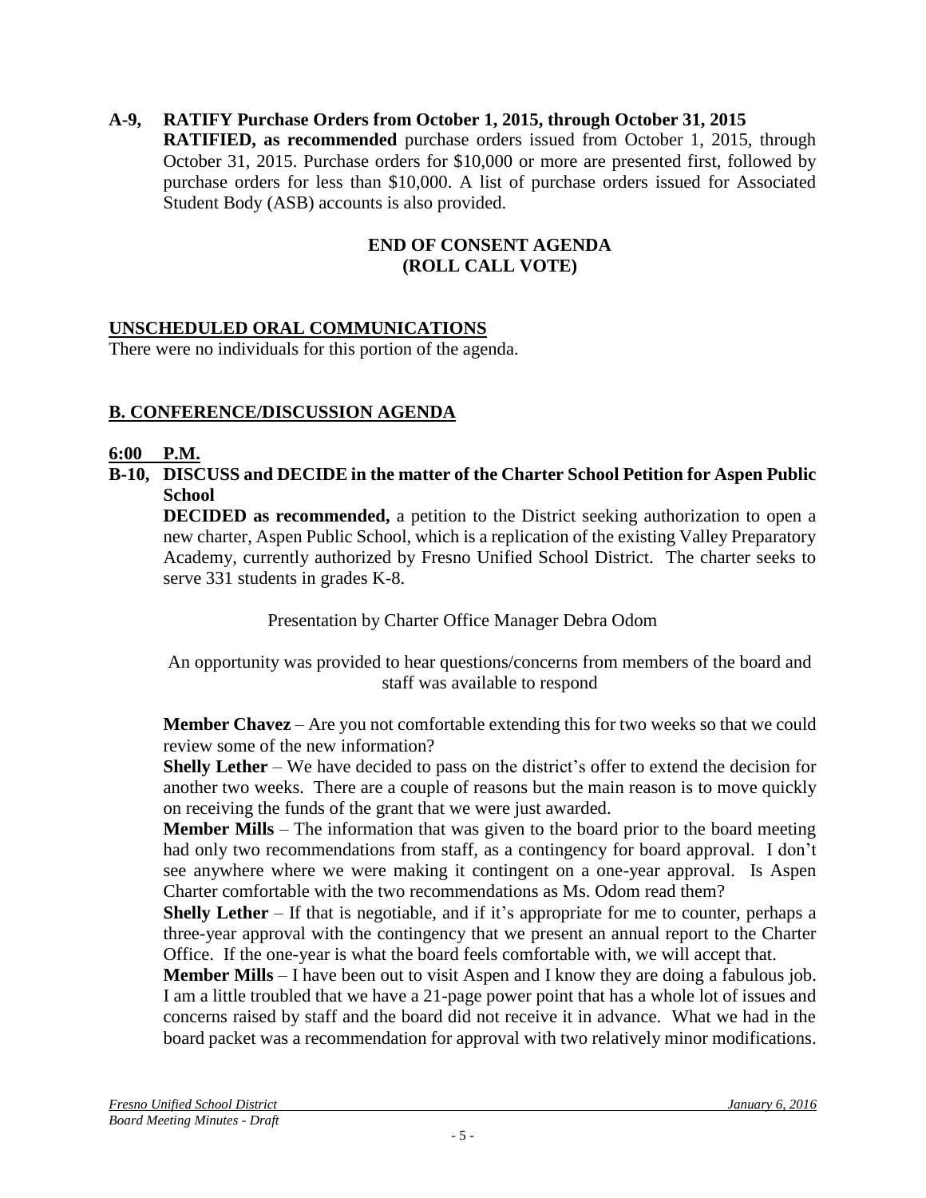**A-9, RATIFY Purchase Orders from October 1, 2015, through October 31, 2015**

**RATIFIED, as recommended** purchase orders issued from October 1, 2015, through October 31, 2015. Purchase orders for $10,000 or more are presented first, followed by purchase orders for less than $10,000. A list of purchase orders issued for Associated Student Body (ASB) accounts is also provided.

**END OF CONSENT AGENDA**
**(ROLL CALL VOTE)**

## UNSCHEDULED ORAL COMMUNICATIONS

There were no individuals for this portion of the agenda.

## B. CONFERENCE/DISCUSSION AGENDA

**6:00 P.M.**

**B-10, DISCUSS and DECIDE in the matter of the Charter School Petition for Aspen Public School**

**DECIDED as recommended,** a petition to the District seeking authorization to open a new charter, Aspen Public School, which is a replication of the existing Valley Preparatory Academy, currently authorized by Fresno Unified School District. The charter seeks to serve 331 students in grades K-8.

Presentation by Charter Office Manager Debra Odom

An opportunity was provided to hear questions/concerns from members of the board and staff was available to respond

**Member Chavez** – Are you not comfortable extending this for two weeks so that we could review some of the new information?

**Shelly Lether** – We have decided to pass on the district's offer to extend the decision for another two weeks. There are a couple of reasons but the main reason is to move quickly on receiving the funds of the grant that we were just awarded.

**Member Mills** – The information that was given to the board prior to the board meeting had only two recommendations from staff, as a contingency for board approval. I don't see anywhere where we were making it contingent on a one-year approval. Is Aspen Charter comfortable with the two recommendations as Ms. Odom read them?

**Shelly Lether** – If that is negotiable, and if it's appropriate for me to counter, perhaps a three-year approval with the contingency that we present an annual report to the Charter Office. If the one-year is what the board feels comfortable with, we will accept that.

**Member Mills** – I have been out to visit Aspen and I know they are doing a fabulous job. I am a little troubled that we have a 21-page power point that has a whole lot of issues and concerns raised by staff and the board did not receive it in advance. What we had in the board packet was a recommendation for approval with two relatively minor modifications.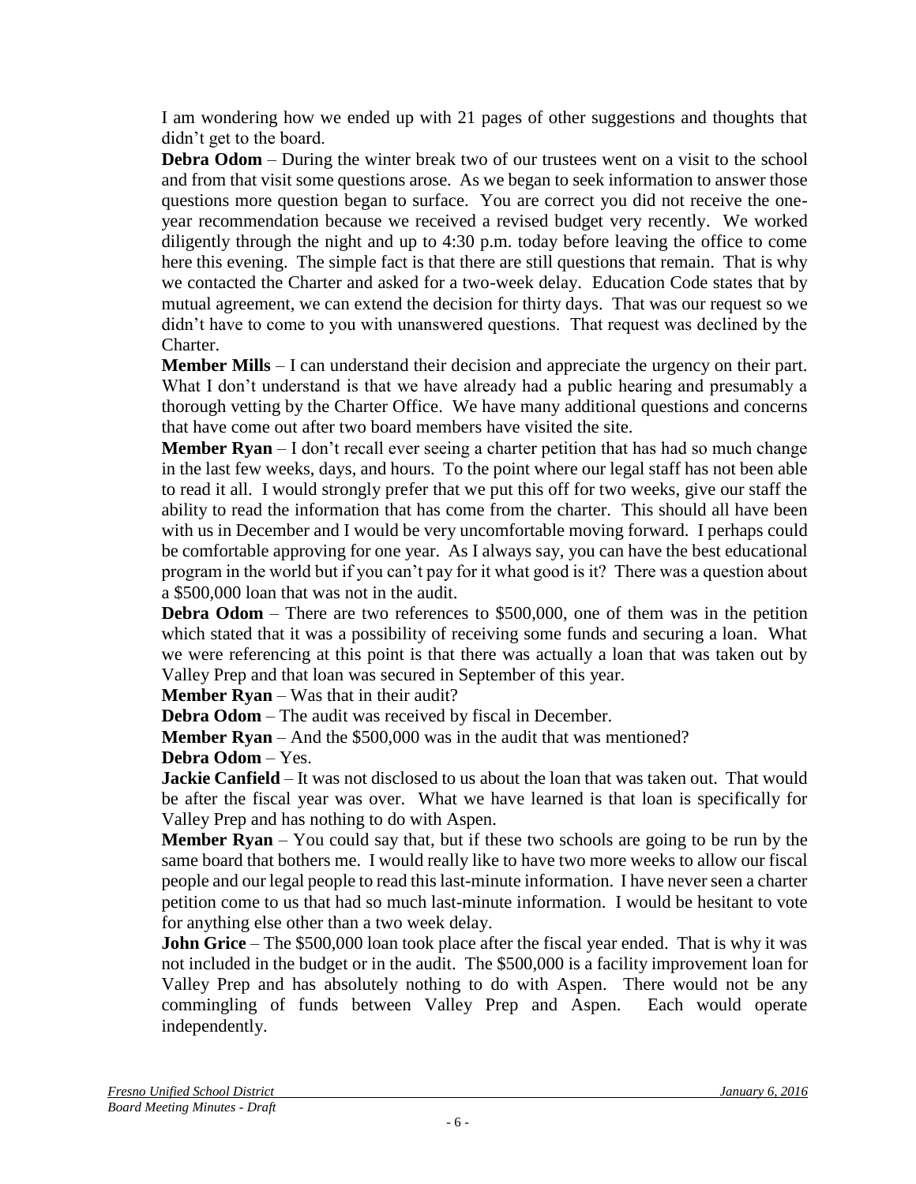I am wondering how we ended up with 21 pages of other suggestions and thoughts that didn't get to the board.

**Debra Odom** – During the winter break two of our trustees went on a visit to the school and from that visit some questions arose. As we began to seek information to answer those questions more question began to surface. You are correct you did not receive the one-year recommendation because we received a revised budget very recently. We worked diligently through the night and up to 4:30 p.m. today before leaving the office to come here this evening. The simple fact is that there are still questions that remain. That is why we contacted the Charter and asked for a two-week delay. Education Code states that by mutual agreement, we can extend the decision for thirty days. That was our request so we didn't have to come to you with unanswered questions. That request was declined by the Charter.

**Member Mills** – I can understand their decision and appreciate the urgency on their part. What I don't understand is that we have already had a public hearing and presumably a thorough vetting by the Charter Office. We have many additional questions and concerns that have come out after two board members have visited the site.

**Member Ryan** – I don't recall ever seeing a charter petition that has had so much change in the last few weeks, days, and hours. To the point where our legal staff has not been able to read it all. I would strongly prefer that we put this off for two weeks, give our staff the ability to read the information that has come from the charter. This should all have been with us in December and I would be very uncomfortable moving forward. I perhaps could be comfortable approving for one year. As I always say, you can have the best educational program in the world but if you can't pay for it what good is it? There was a question about a $500,000 loan that was not in the audit.

**Debra Odom** – There are two references to $500,000, one of them was in the petition which stated that it was a possibility of receiving some funds and securing a loan. What we were referencing at this point is that there was actually a loan that was taken out by Valley Prep and that loan was secured in September of this year.

**Member Ryan** – Was that in their audit?

**Debra Odom** – The audit was received by fiscal in December.

**Member Ryan** – And the $500,000 was in the audit that was mentioned?

**Debra Odom** – Yes.

**Jackie Canfield** – It was not disclosed to us about the loan that was taken out. That would be after the fiscal year was over. What we have learned is that loan is specifically for Valley Prep and has nothing to do with Aspen.

**Member Ryan** – You could say that, but if these two schools are going to be run by the same board that bothers me. I would really like to have two more weeks to allow our fiscal people and our legal people to read this last-minute information. I have never seen a charter petition come to us that had so much last-minute information. I would be hesitant to vote for anything else other than a two week delay.

**John Grice** – The $500,000 loan took place after the fiscal year ended. That is why it was not included in the budget or in the audit. The $500,000 is a facility improvement loan for Valley Prep and has absolutely nothing to do with Aspen. There would not be any commingling of funds between Valley Prep and Aspen. Each would operate independently.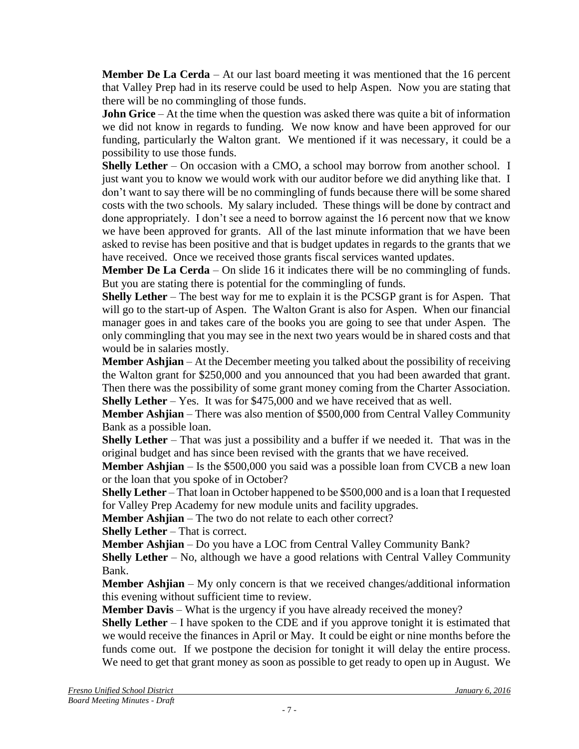**Member De La Cerda** – At our last board meeting it was mentioned that the 16 percent that Valley Prep had in its reserve could be used to help Aspen. Now you are stating that there will be no commingling of those funds.

**John Grice** – At the time when the question was asked there was quite a bit of information we did not know in regards to funding. We now know and have been approved for our funding, particularly the Walton grant. We mentioned if it was necessary, it could be a possibility to use those funds.

**Shelly Lether** – On occasion with a CMO, a school may borrow from another school. I just want you to know we would work with our auditor before we did anything like that. I don't want to say there will be no commingling of funds because there will be some shared costs with the two schools. My salary included. These things will be done by contract and done appropriately. I don't see a need to borrow against the 16 percent now that we know we have been approved for grants. All of the last minute information that we have been asked to revise has been positive and that is budget updates in regards to the grants that we have received. Once we received those grants fiscal services wanted updates.

**Member De La Cerda** – On slide 16 it indicates there will be no commingling of funds. But you are stating there is potential for the commingling of funds.

**Shelly Lether** – The best way for me to explain it is the PCSGP grant is for Aspen. That will go to the start-up of Aspen. The Walton Grant is also for Aspen. When our financial manager goes in and takes care of the books you are going to see that under Aspen. The only commingling that you may see in the next two years would be in shared costs and that would be in salaries mostly.

**Member Ashjian** – At the December meeting you talked about the possibility of receiving the Walton grant for $250,000 and you announced that you had been awarded that grant. Then there was the possibility of some grant money coming from the Charter Association.

**Shelly Lether** – Yes. It was for $475,000 and we have received that as well.

**Member Ashjian** – There was also mention of $500,000 from Central Valley Community Bank as a possible loan.

**Shelly Lether** – That was just a possibility and a buffer if we needed it. That was in the original budget and has since been revised with the grants that we have received.

**Member Ashjian** – Is the $500,000 you said was a possible loan from CVCB a new loan or the loan that you spoke of in October?

**Shelly Lether** – That loan in October happened to be $500,000 and is a loan that I requested for Valley Prep Academy for new module units and facility upgrades.

**Member Ashjian** – The two do not relate to each other correct?

**Shelly Lether** – That is correct.

**Member Ashjian** – Do you have a LOC from Central Valley Community Bank?

**Shelly Lether** – No, although we have a good relations with Central Valley Community Bank.

**Member Ashjian** – My only concern is that we received changes/additional information this evening without sufficient time to review.

**Member Davis** – What is the urgency if you have already received the money?

**Shelly Lether** – I have spoken to the CDE and if you approve tonight it is estimated that we would receive the finances in April or May. It could be eight or nine months before the funds come out. If we postpone the decision for tonight it will delay the entire process. We need to get that grant money as soon as possible to get ready to open up in August. We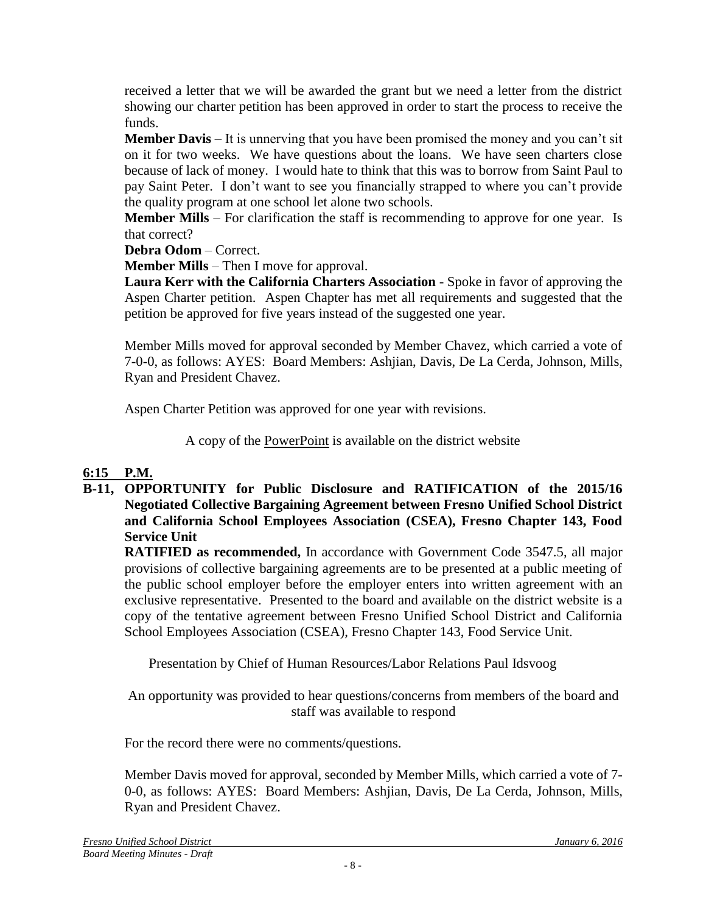received a letter that we will be awarded the grant but we need a letter from the district showing our charter petition has been approved in order to start the process to receive the funds.

**Member Davis** – It is unnerving that you have been promised the money and you can't sit on it for two weeks. We have questions about the loans. We have seen charters close because of lack of money. I would hate to think that this was to borrow from Saint Paul to pay Saint Peter. I don't want to see you financially strapped to where you can't provide the quality program at one school let alone two schools.

**Member Mills** – For clarification the staff is recommending to approve for one year. Is that correct?

**Debra Odom** – Correct.

**Member Mills** – Then I move for approval.

**Laura Kerr with the California Charters Association** - Spoke in favor of approving the Aspen Charter petition. Aspen Chapter has met all requirements and suggested that the petition be approved for five years instead of the suggested one year.

Member Mills moved for approval seconded by Member Chavez, which carried a vote of 7-0-0, as follows: AYES: Board Members: Ashjian, Davis, De La Cerda, Johnson, Mills, Ryan and President Chavez.

Aspen Charter Petition was approved for one year with revisions.

A copy of the PowerPoint is available on the district website

## 6:15 P.M.

**B-11, OPPORTUNITY for Public Disclosure and RATIFICATION of the 2015/16 Negotiated Collective Bargaining Agreement between Fresno Unified School District and California School Employees Association (CSEA), Fresno Chapter 143, Food Service Unit**

**RATIFIED as recommended,** In accordance with Government Code 3547.5, all major provisions of collective bargaining agreements are to be presented at a public meeting of the public school employer before the employer enters into written agreement with an exclusive representative. Presented to the board and available on the district website is a copy of the tentative agreement between Fresno Unified School District and California School Employees Association (CSEA), Fresno Chapter 143, Food Service Unit.

Presentation by Chief of Human Resources/Labor Relations Paul Idsvoog

An opportunity was provided to hear questions/concerns from members of the board and staff was available to respond

For the record there were no comments/questions.

Member Davis moved for approval, seconded by Member Mills, which carried a vote of 7-0-0, as follows: AYES: Board Members: Ashjian, Davis, De La Cerda, Johnson, Mills, Ryan and President Chavez.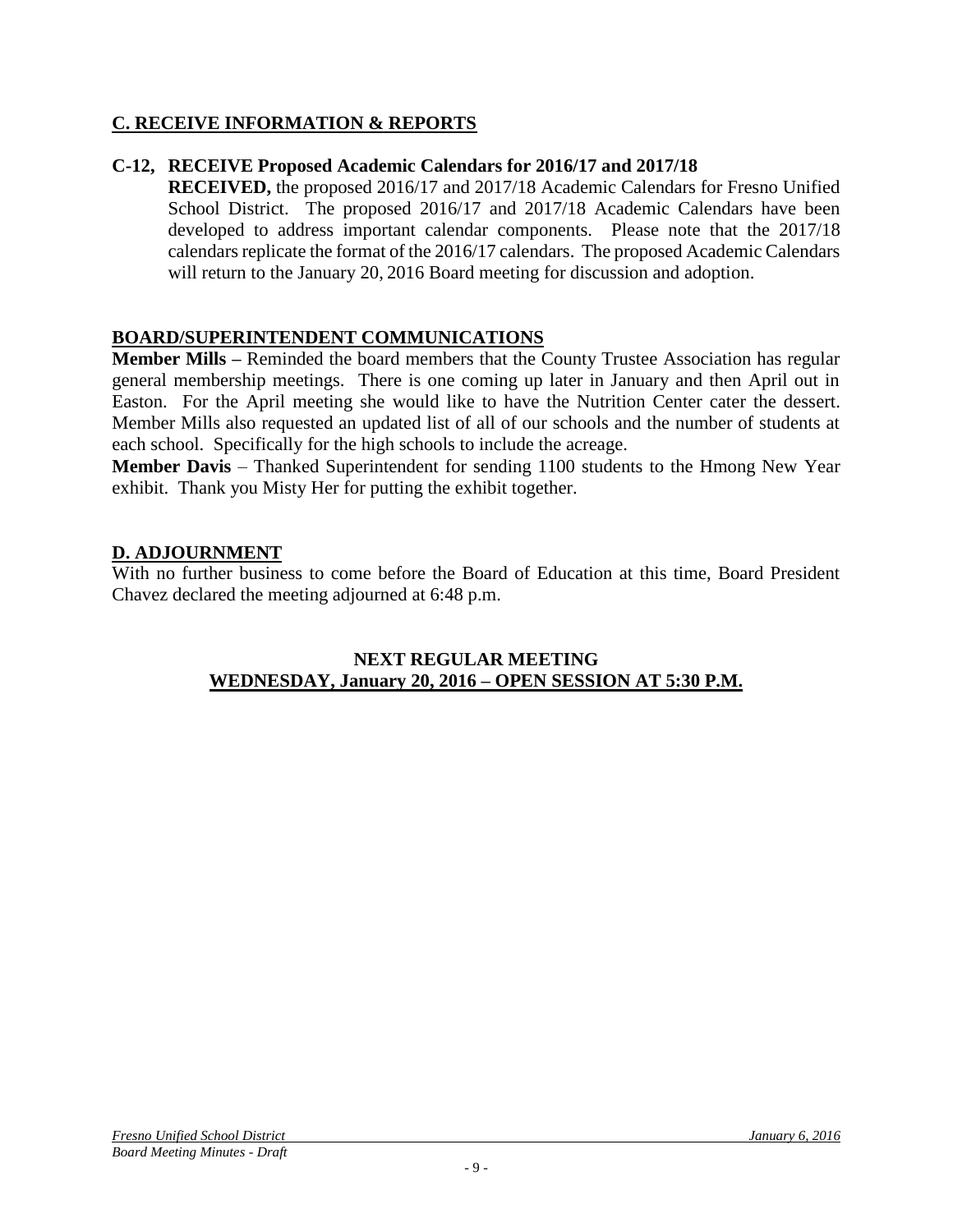## C. RECEIVE INFORMATION & REPORTS

**C-12, RECEIVE Proposed Academic Calendars for 2016/17 and 2017/18**

**RECEIVED,** the proposed 2016/17 and 2017/18 Academic Calendars for Fresno Unified School District. The proposed 2016/17 and 2017/18 Academic Calendars have been developed to address important calendar components. Please note that the 2017/18 calendars replicate the format of the 2016/17 calendars. The proposed Academic Calendars will return to the January 20, 2016 Board meeting for discussion and adoption.

## BOARD/SUPERINTENDENT COMMUNICATIONS

**Member Mills –** Reminded the board members that the County Trustee Association has regular general membership meetings. There is one coming up later in January and then April out in Easton. For the April meeting she would like to have the Nutrition Center cater the dessert. Member Mills also requested an updated list of all of our schools and the number of students at each school. Specifically for the high schools to include the acreage.

**Member Davis** – Thanked Superintendent for sending 1100 students to the Hmong New Year exhibit. Thank you Misty Her for putting the exhibit together.

## D. ADJOURNMENT

With no further business to come before the Board of Education at this time, Board President Chavez declared the meeting adjourned at 6:48 p.m.

**NEXT REGULAR MEETING**

**WEDNESDAY, January 20, 2016 – OPEN SESSION AT 5:30 P.M.**